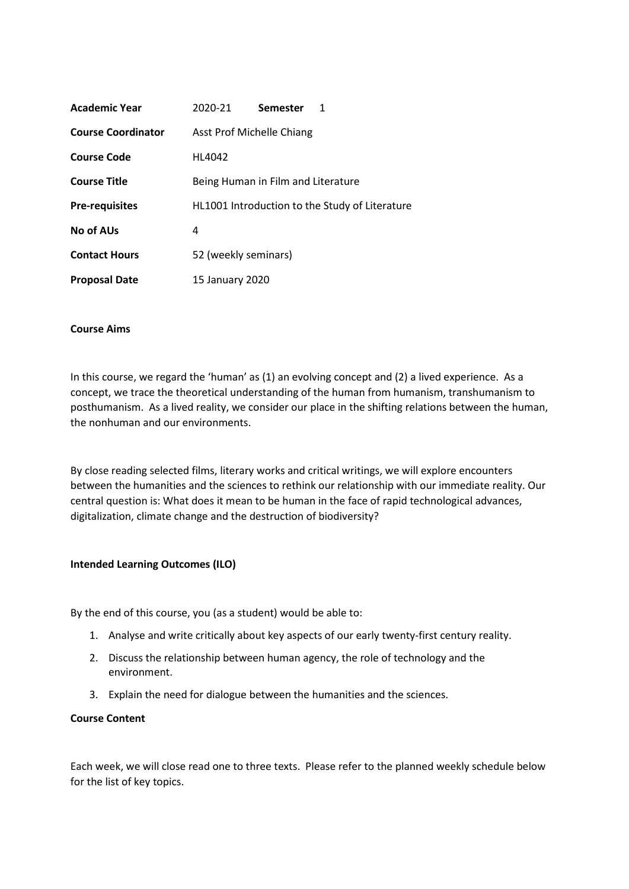| | | | |
|---|---|---|---|
| **Academic Year** | 2020-21 | **Semester** | 1 |
| **Course Coordinator** | Asst Prof Michelle Chiang | | |
| **Course Code** | HL4042 | | |
| **Course Title** | Being Human in Film and Literature | | |
| **Pre-requisites** | HL1001 Introduction to the Study of Literature | | |
| **No of AUs** | 4 | | |
| **Contact Hours** | 52 (weekly seminars) | | |
| **Proposal Date** | 15 January 2020 | | |

**Course Aims**

In this course, we regard the 'human' as (1) an evolving concept and (2) a lived experience. As a concept, we trace the theoretical understanding of the human from humanism, transhumanism to posthumanism. As a lived reality, we consider our place in the shifting relations between the human, the nonhuman and our environments.

By close reading selected films, literary works and critical writings, we will explore encounters between the humanities and the sciences to rethink our relationship with our immediate reality. Our central question is: What does it mean to be human in the face of rapid technological advances, digitalization, climate change and the destruction of biodiversity?

**Intended Learning Outcomes (ILO)**

By the end of this course, you (as a student) would be able to:

1. Analyse and write critically about key aspects of our early twenty-first century reality.
2. Discuss the relationship between human agency, the role of technology and the environment.
3. Explain the need for dialogue between the humanities and the sciences.

**Course Content**

Each week, we will close read one to three texts. Please refer to the planned weekly schedule below for the list of key topics.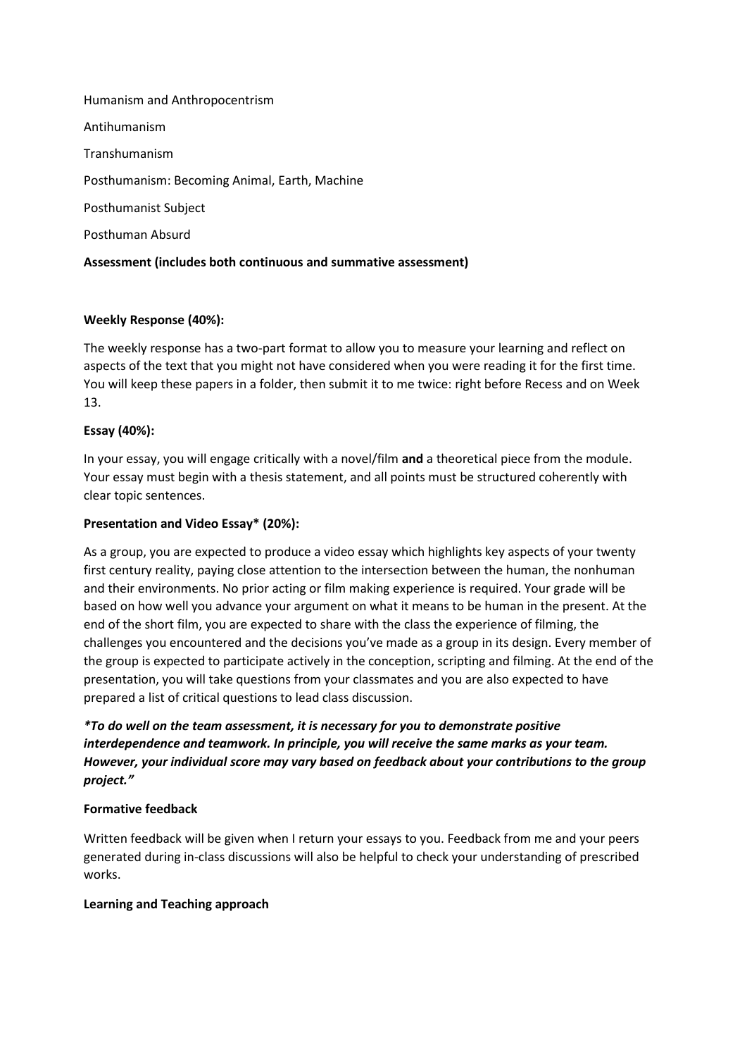Humanism and Anthropocentrism

Antihumanism

Transhumanism

Posthumanism: Becoming Animal, Earth, Machine

Posthumanist Subject

Posthuman Absurd

**Assessment (includes both continuous and summative assessment)**

**Weekly Response (40%):**

The weekly response has a two-part format to allow you to measure your learning and reflect on aspects of the text that you might not have considered when you were reading it for the first time. You will keep these papers in a folder, then submit it to me twice: right before Recess and on Week 13.

**Essay (40%):**

In your essay, you will engage critically with a novel/film **and** a theoretical piece from the module. Your essay must begin with a thesis statement, and all points must be structured coherently with clear topic sentences.

**Presentation and Video Essay* (20%):**

As a group, you are expected to produce a video essay which highlights key aspects of your twenty first century reality, paying close attention to the intersection between the human, the nonhuman and their environments. No prior acting or film making experience is required. Your grade will be based on how well you advance your argument on what it means to be human in the present. At the end of the short film, you are expected to share with the class the experience of filming, the challenges you encountered and the decisions you've made as a group in its design. Every member of the group is expected to participate actively in the conception, scripting and filming. At the end of the presentation, you will take questions from your classmates and you are also expected to have prepared a list of critical questions to lead class discussion.

***To do well on the team assessment, it is necessary for you to demonstrate positive interdependence and teamwork. In principle, you will receive the same marks as your team. However, your individual score may vary based on feedback about your contributions to the group project."***

**Formative feedback**

Written feedback will be given when I return your essays to you. Feedback from me and your peers generated during in-class discussions will also be helpful to check your understanding of prescribed works.

**Learning and Teaching approach**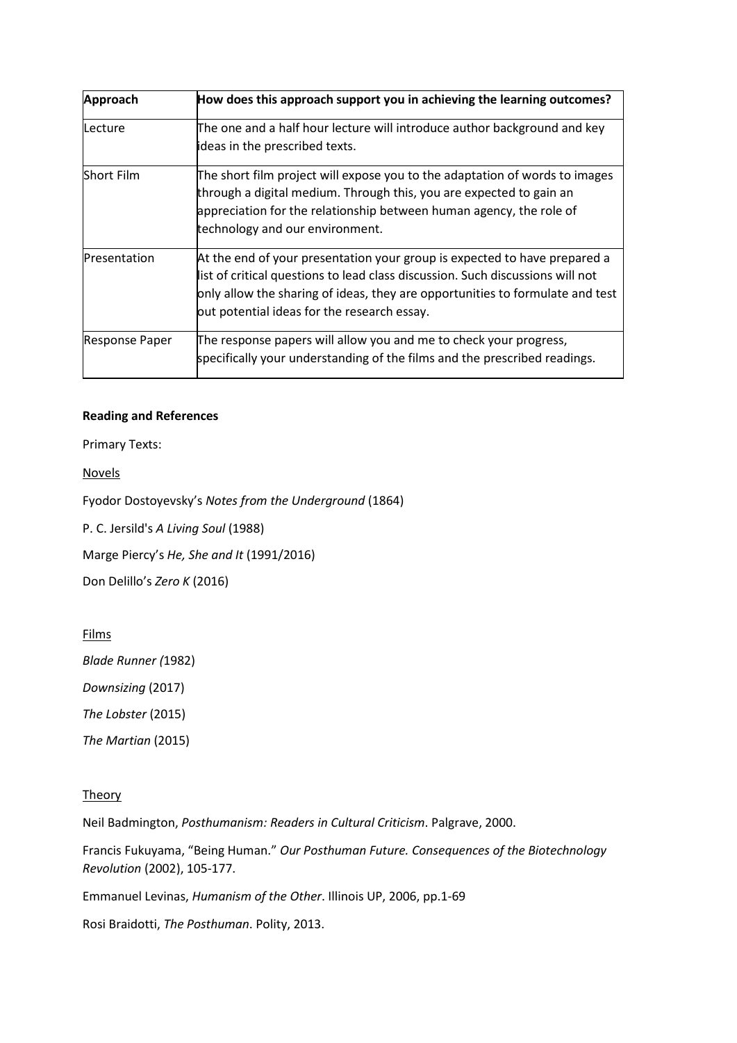| Approach | How does this approach support you in achieving the learning outcomes? |
| --- | --- |
| Lecture | The one and a half hour lecture will introduce author background and key ideas in the prescribed texts. |
| Short Film | The short film project will expose you to the adaptation of words to images through a digital medium. Through this, you are expected to gain an appreciation for the relationship between human agency, the role of technology and our environment. |
| Presentation | At the end of your presentation your group is expected to have prepared a list of critical questions to lead class discussion. Such discussions will not only allow the sharing of ideas, they are opportunities to formulate and test out potential ideas for the research essay. |
| Response Paper | The response papers will allow you and me to check your progress, specifically your understanding of the films and the prescribed readings. |

**Reading and References**

Primary Texts:

<u>Novels</u>

Fyodor Dostoyevsky's *Notes from the Underground* (1864)

P. C. Jersild's *A Living Soul* (1988)

Marge Piercy's *He, She and It* (1991/2016)

Don Delillo's *Zero K* (2016)

<u>Films</u>

*Blade Runner (*1982)

*Downsizing* (2017)

*The Lobster* (2015)

*The Martian* (2015)

<u>Theory</u>

Neil Badmington, *Posthumanism: Readers in Cultural Criticism*. Palgrave, 2000.

Francis Fukuyama, "Being Human." *Our Posthuman Future. Consequences of the Biotechnology Revolution* (2002), 105-177.

Emmanuel Levinas, *Humanism of the Other*. Illinois UP, 2006, pp.1-69

Rosi Braidotti, *The Posthuman*. Polity, 2013.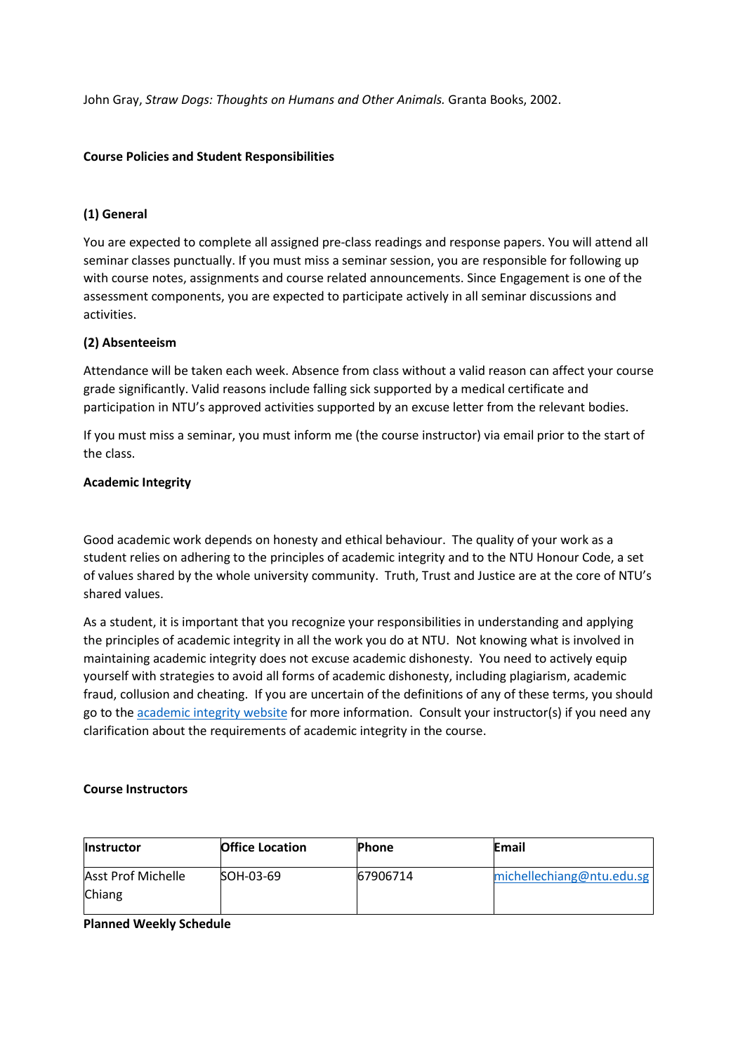John Gray, *Straw Dogs: Thoughts on Humans and Other Animals.* Granta Books, 2002.

**Course Policies and Student Responsibilities**

**(1) General**

You are expected to complete all assigned pre-class readings and response papers. You will attend all seminar classes punctually. If you must miss a seminar session, you are responsible for following up with course notes, assignments and course related announcements. Since Engagement is one of the assessment components, you are expected to participate actively in all seminar discussions and activities.

**(2) Absenteeism**

Attendance will be taken each week. Absence from class without a valid reason can affect your course grade significantly. Valid reasons include falling sick supported by a medical certificate and participation in NTU's approved activities supported by an excuse letter from the relevant bodies.

If you must miss a seminar, you must inform me (the course instructor) via email prior to the start of the class.

**Academic Integrity**

Good academic work depends on honesty and ethical behaviour. The quality of your work as a student relies on adhering to the principles of academic integrity and to the NTU Honour Code, a set of values shared by the whole university community. Truth, Trust and Justice are at the core of NTU's shared values.

As a student, it is important that you recognize your responsibilities in understanding and applying the principles of academic integrity in all the work you do at NTU. Not knowing what is involved in maintaining academic integrity does not excuse academic dishonesty. You need to actively equip yourself with strategies to avoid all forms of academic dishonesty, including plagiarism, academic fraud, collusion and cheating. If you are uncertain of the definitions of any of these terms, you should go to the academic integrity website for more information. Consult your instructor(s) if you need any clarification about the requirements of academic integrity in the course.

**Course Instructors**

| Instructor | Office Location | Phone | Email |
|---|---|---|---|
| Asst Prof Michelle Chiang | SOH-03-69 | 67906714 | michellechiang@ntu.edu.sg |

**Planned Weekly Schedule**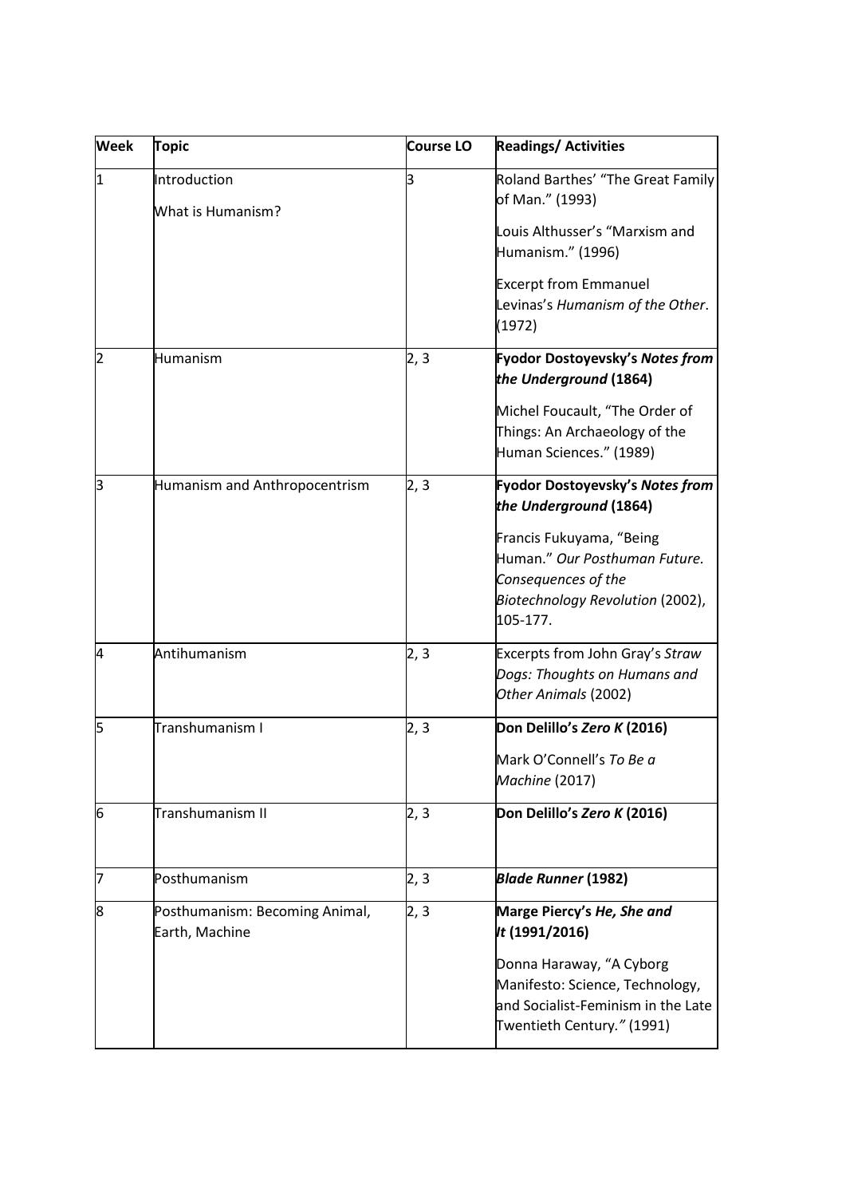| Week | Topic | Course LO | Readings/ Activities |
| --- | --- | --- | --- |
| 1 | Introduction<br><br>What is Humanism? | 3 | Roland Barthes' "The Great Family of Man." (1993)<br><br>Louis Althusser's "Marxism and Humanism." (1996)<br><br>Excerpt from Emmanuel Levinas's *Humanism of the Other*. (1972) |
| 2 | Humanism | 2, 3 | **Fyodor Dostoyevsky's *Notes from the Underground* (1864)**<br><br>Michel Foucault, "The Order of Things: An Archaeology of the Human Sciences." (1989) |
| 3 | Humanism and Anthropocentrism | 2, 3 | **Fyodor Dostoyevsky's *Notes from the Underground* (1864)**<br><br>Francis Fukuyama, "Being Human." *Our Posthuman Future. Consequences of the Biotechnology Revolution* (2002), 105-177. |
| 4 | Antihumanism | 2, 3 | Excerpts from John Gray's *Straw Dogs: Thoughts on Humans and Other Animals* (2002) |
| 5 | Transhumanism I | 2, 3 | **Don Delillo's *Zero K* (2016)**<br><br>Mark O'Connell's *To Be a Machine* (2017) |
| 6 | Transhumanism II | 2, 3 | **Don Delillo's *Zero K* (2016)** |
| 7 | Posthumanism | 2, 3 | ***Blade Runner* (1982)** |
| 8 | Posthumanism: Becoming Animal, Earth, Machine | 2, 3 | **Marge Piercy's *He, She and It* (1991/2016)**<br><br>Donna Haraway, "A Cyborg Manifesto: Science, Technology, and Socialist-Feminism in the Late Twentieth Century." (1991) |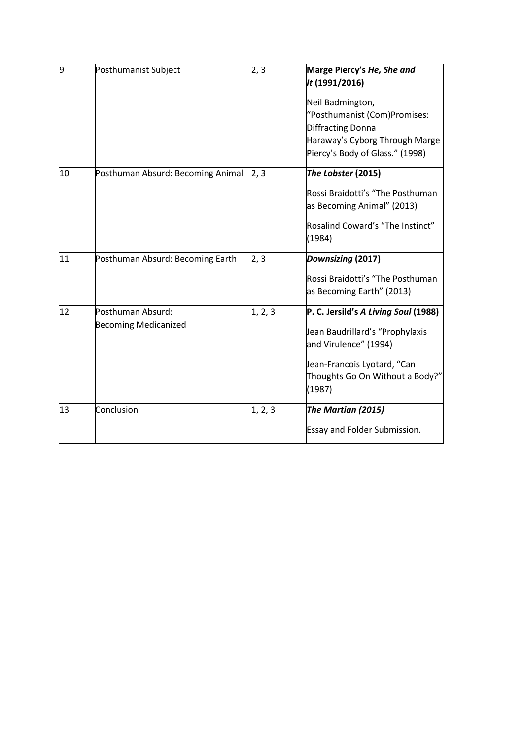| | | | |
|---|---|---|---|
| 9 | Posthumanist Subject | 2, 3 | **Marge Piercy's *He, She and It* (1991/2016)**<br><br>Neil Badmington, "Posthumanist (Com)Promises: Diffracting Donna Haraway's Cyborg Through Marge Piercy's Body of Glass." (1998) |
| 10 | Posthuman Absurd: Becoming Animal | 2, 3 | ***The Lobster* (2015)**<br><br>Rossi Braidotti's "The Posthuman as Becoming Animal" (2013)<br><br>Rosalind Coward's "The Instinct" (1984) |
| 11 | Posthuman Absurd: Becoming Earth | 2, 3 | ***Downsizing* (2017)**<br><br>Rossi Braidotti's "The Posthuman as Becoming Earth" (2013) |
| 12 | Posthuman Absurd: Becoming Medicanized | 1, 2, 3 | **P. C. Jersild's *A Living Soul* (1988)**<br><br>Jean Baudrillard's "Prophylaxis and Virulence" (1994)<br><br>Jean-Francois Lyotard, "Can Thoughts Go On Without a Body?" (1987) |
| 13 | Conclusion | 1, 2, 3 | ***The Martian (2015)***<br><br>Essay and Folder Submission. |